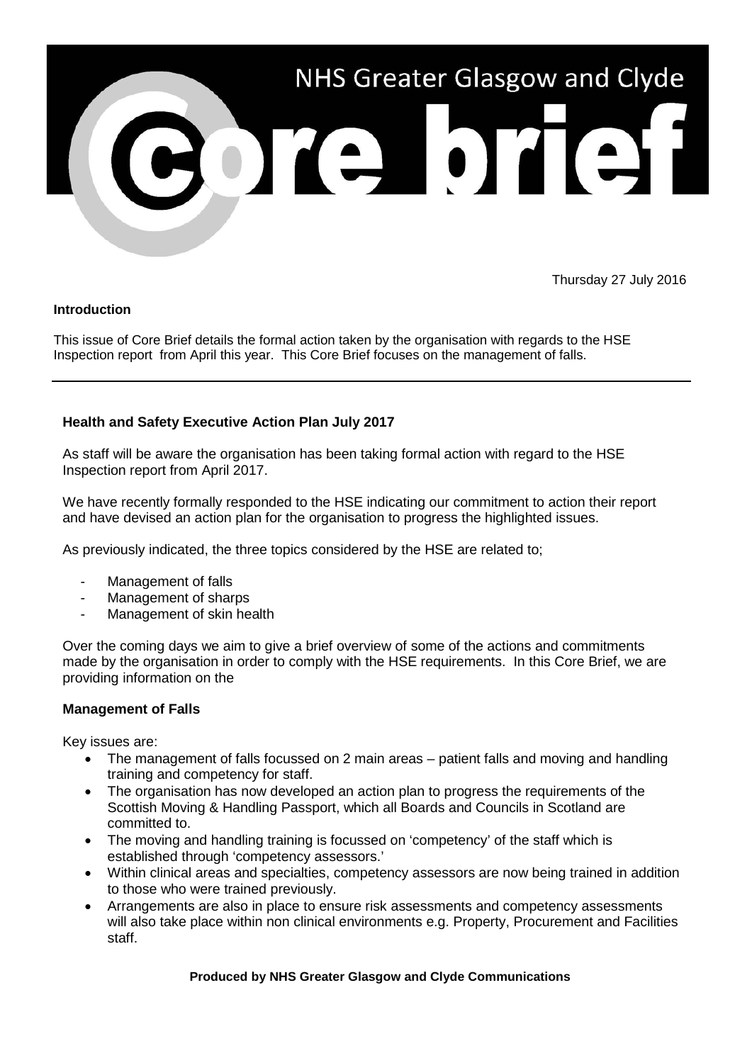# NHS Greater Glasgow and Clyde Core brief

Thursday 27 July 2016

**Introduction**

This issue of Core Brief details the formal action taken by the organisation with regards to the HSE Inspection report from April this year. This Core Brief focuses on the management of falls.

---

## Health and Safety Executive Action Plan July 2017

As staff will be aware the organisation has been taking formal action with regard to the HSE Inspection report from April 2017.

We have recently formally responded to the HSE indicating our commitment to action their report and have devised an action plan for the organisation to progress the highlighted issues.

As previously indicated, the three topics considered by the HSE are related to;

- Management of falls
- Management of sharps
- Management of skin health

Over the coming days we aim to give a brief overview of some of the actions and commitments made by the organisation in order to comply with the HSE requirements. In this Core Brief, we are providing information on the

### Management of Falls

Key issues are:

- The management of falls focussed on 2 main areas – patient falls and moving and handling training and competency for staff.
- The organisation has now developed an action plan to progress the requirements of the Scottish Moving & Handling Passport, which all Boards and Councils in Scotland are committed to.
- The moving and handling training is focussed on 'competency' of the staff which is established through 'competency assessors.'
- Within clinical areas and specialties, competency assessors are now being trained in addition to those who were trained previously.
- Arrangements are also in place to ensure risk assessments and competency assessments will also take place within non clinical environments e.g. Property, Procurement and Facilities staff.

**Produced by NHS Greater Glasgow and Clyde Communications**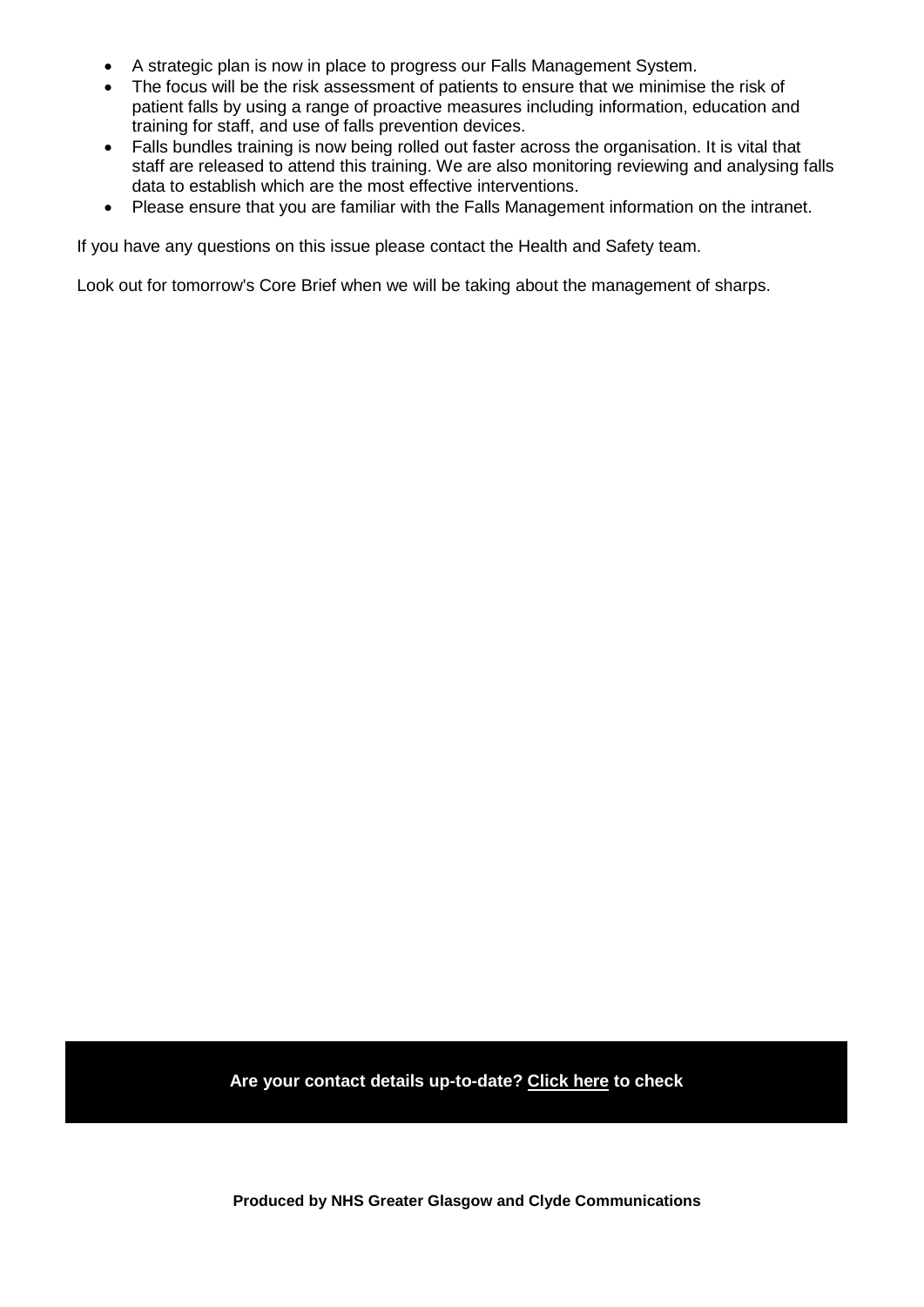- A strategic plan is now in place to progress our Falls Management System.
- The focus will be the risk assessment of patients to ensure that we minimise the risk of patient falls by using a range of proactive measures including information, education and training for staff, and use of falls prevention devices.
- Falls bundles training is now being rolled out faster across the organisation. It is vital that staff are released to attend this training. We are also monitoring reviewing and analysing falls data to establish which are the most effective interventions.
- Please ensure that you are familiar with the Falls Management information on the intranet.

If you have any questions on this issue please contact the Health and Safety team.

Look out for tomorrow's Core Brief when we will be taking about the management of sharps.

**Are your contact details up-to-date? Click here to check**

**Produced by NHS Greater Glasgow and Clyde Communications**